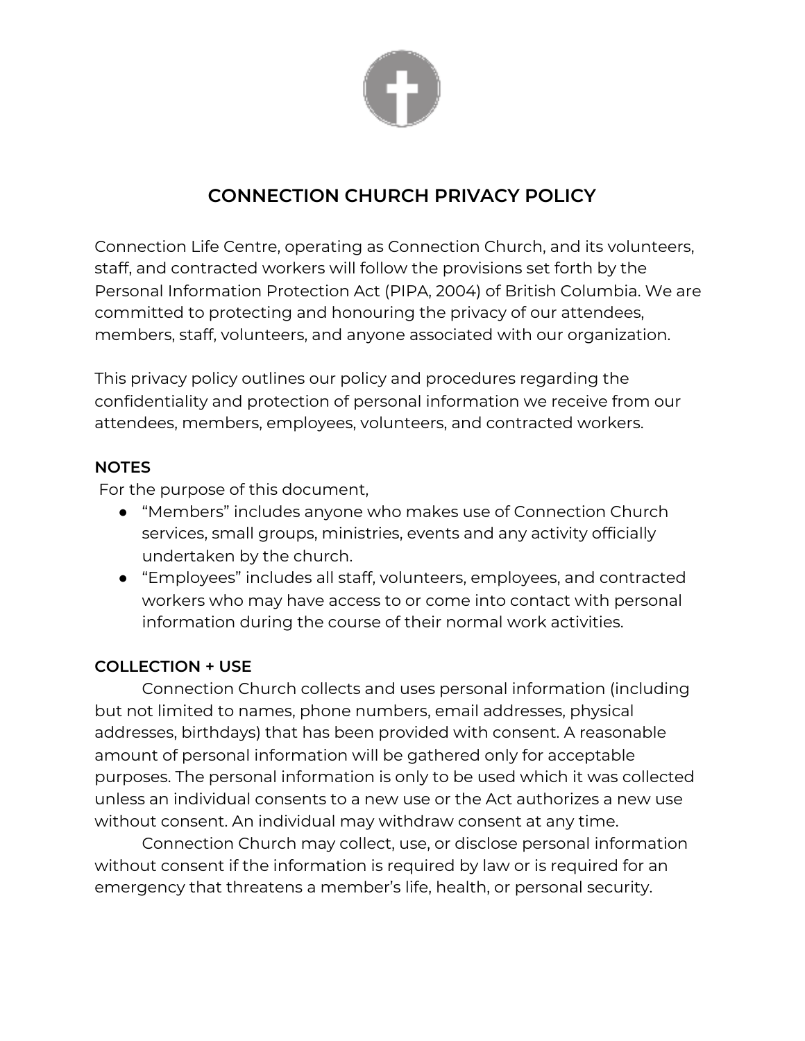# CONNECTION CHURCH PRIVACY POLICY

Connection Life Centre, operating as Connection Church, and its volunteers, staff, and contracted workers will follow the provisions set forth by the Personal Information Protection Act (PIPA, 2004) of British Columbia. We are committed to protecting and honouring the privacy of our attendees, members, staff, volunteers, and anyone associated with our organization.

This privacy policy outlines our policy and procedures regarding the confidentiality and protection of personal information we receive from our attendees, members, employees, volunteers, and contracted workers.

**NOTES**

For the purpose of this document,

- "Members" includes anyone who makes use of Connection Church services, small groups, ministries, events and any activity officially undertaken by the church.
- "Employees" includes all staff, volunteers, employees, and contracted workers who may have access to or come into contact with personal information during the course of their normal work activities.

**COLLECTION + USE**

Connection Church collects and uses personal information (including but not limited to names, phone numbers, email addresses, physical addresses, birthdays) that has been provided with consent. A reasonable amount of personal information will be gathered only for acceptable purposes. The personal information is only to be used which it was collected unless an individual consents to a new use or the Act authorizes a new use without consent. An individual may withdraw consent at any time.

Connection Church may collect, use, or disclose personal information without consent if the information is required by law or is required for an emergency that threatens a member's life, health, or personal security.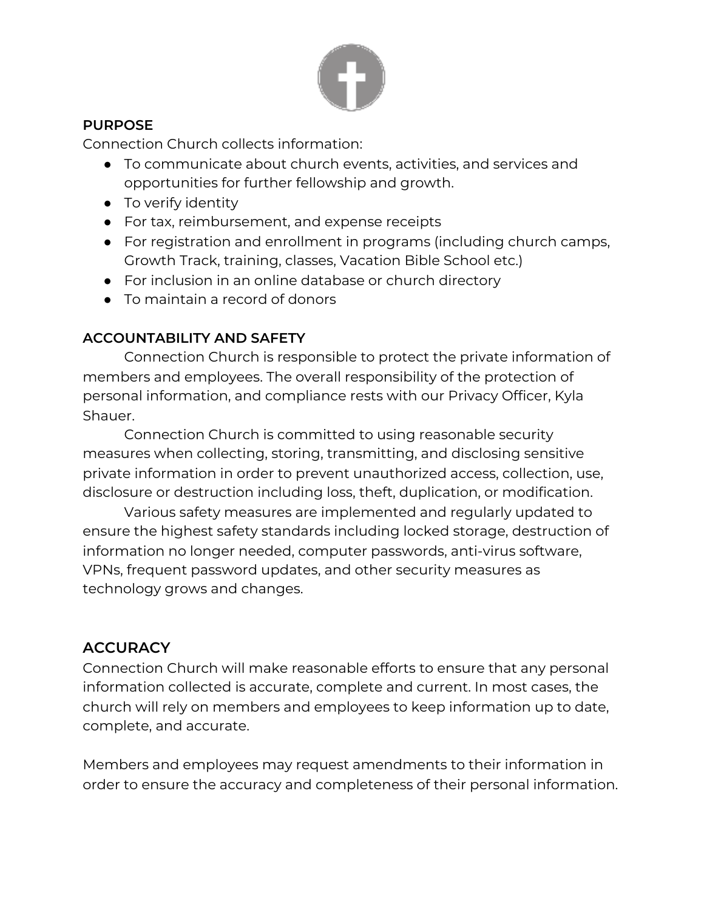**PURPOSE**

Connection Church collects information:

- To communicate about church events, activities, and services and opportunities for further fellowship and growth.
- To verify identity
- For tax, reimbursement, and expense receipts
- For registration and enrollment in programs (including church camps, Growth Track, training, classes, Vacation Bible School etc.)
- For inclusion in an online database or church directory
- To maintain a record of donors

**ACCOUNTABILITY AND SAFETY**

Connection Church is responsible to protect the private information of members and employees. The overall responsibility of the protection of personal information, and compliance rests with our Privacy Officer, Kyla Shauer.

Connection Church is committed to using reasonable security measures when collecting, storing, transmitting, and disclosing sensitive private information in order to prevent unauthorized access, collection, use, disclosure or destruction including loss, theft, duplication, or modification.

Various safety measures are implemented and regularly updated to ensure the highest safety standards including locked storage, destruction of information no longer needed, computer passwords, anti-virus software, VPNs, frequent password updates, and other security measures as technology grows and changes.

## ACCURACY

Connection Church will make reasonable efforts to ensure that any personal information collected is accurate, complete and current. In most cases, the church will rely on members and employees to keep information up to date, complete, and accurate.

Members and employees may request amendments to their information in order to ensure the accuracy and completeness of their personal information.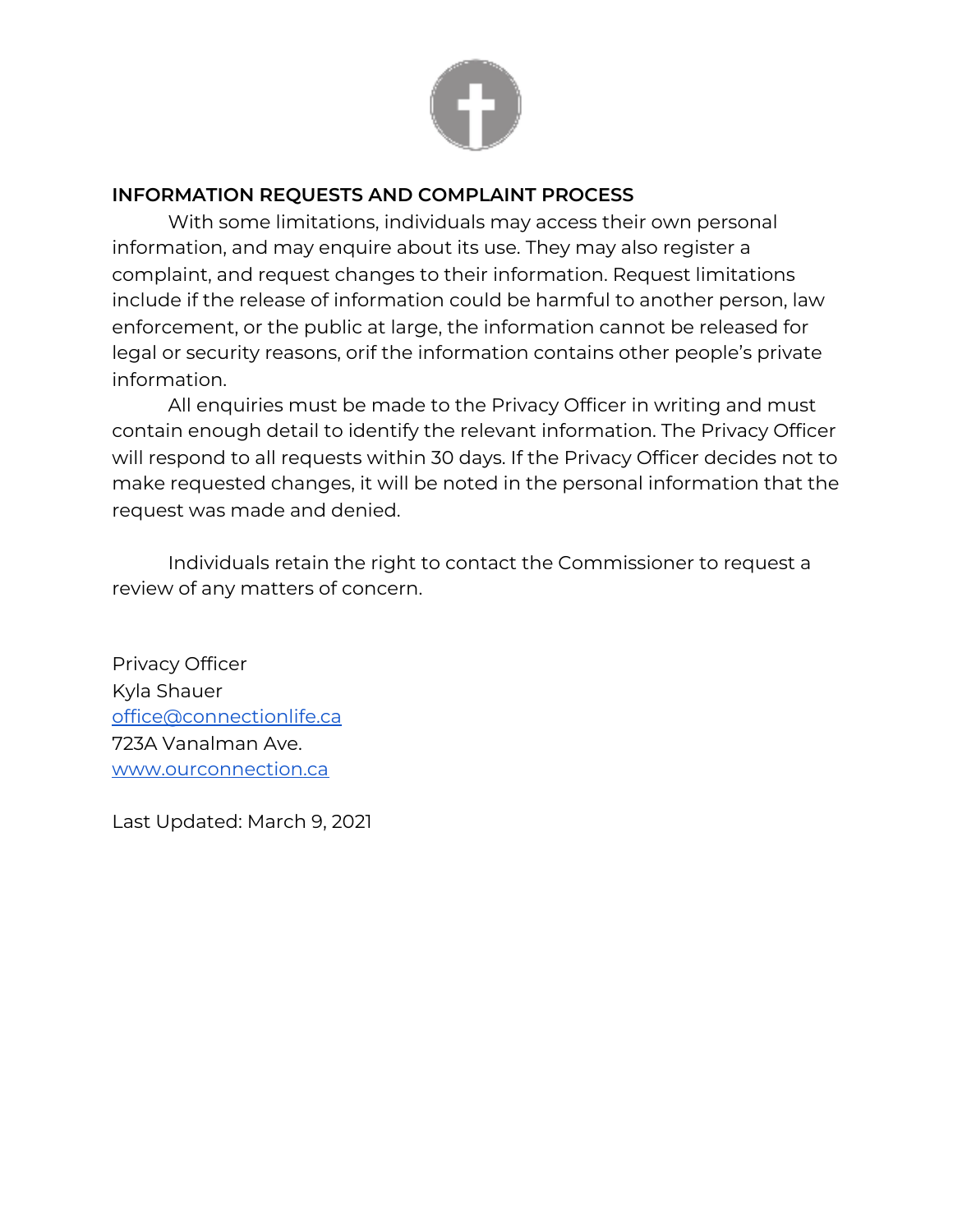## INFORMATION REQUESTS AND COMPLAINT PROCESS

With some limitations, individuals may access their own personal information, and may enquire about its use. They may also register a complaint, and request changes to their information. Request limitations include if the release of information could be harmful to another person, law enforcement, or the public at large, the information cannot be released for legal or security reasons, orif the information contains other people's private information.

All enquiries must be made to the Privacy Officer in writing and must contain enough detail to identify the relevant information. The Privacy Officer will respond to all requests within 30 days. If the Privacy Officer decides not to make requested changes, it will be noted in the personal information that the request was made and denied.

Individuals retain the right to contact the Commissioner to request a review of any matters of concern.

Privacy Officer
Kyla Shauer
office@connectionlife.ca
723A Vanalman Ave.
www.ourconnection.ca

Last Updated: March 9, 2021